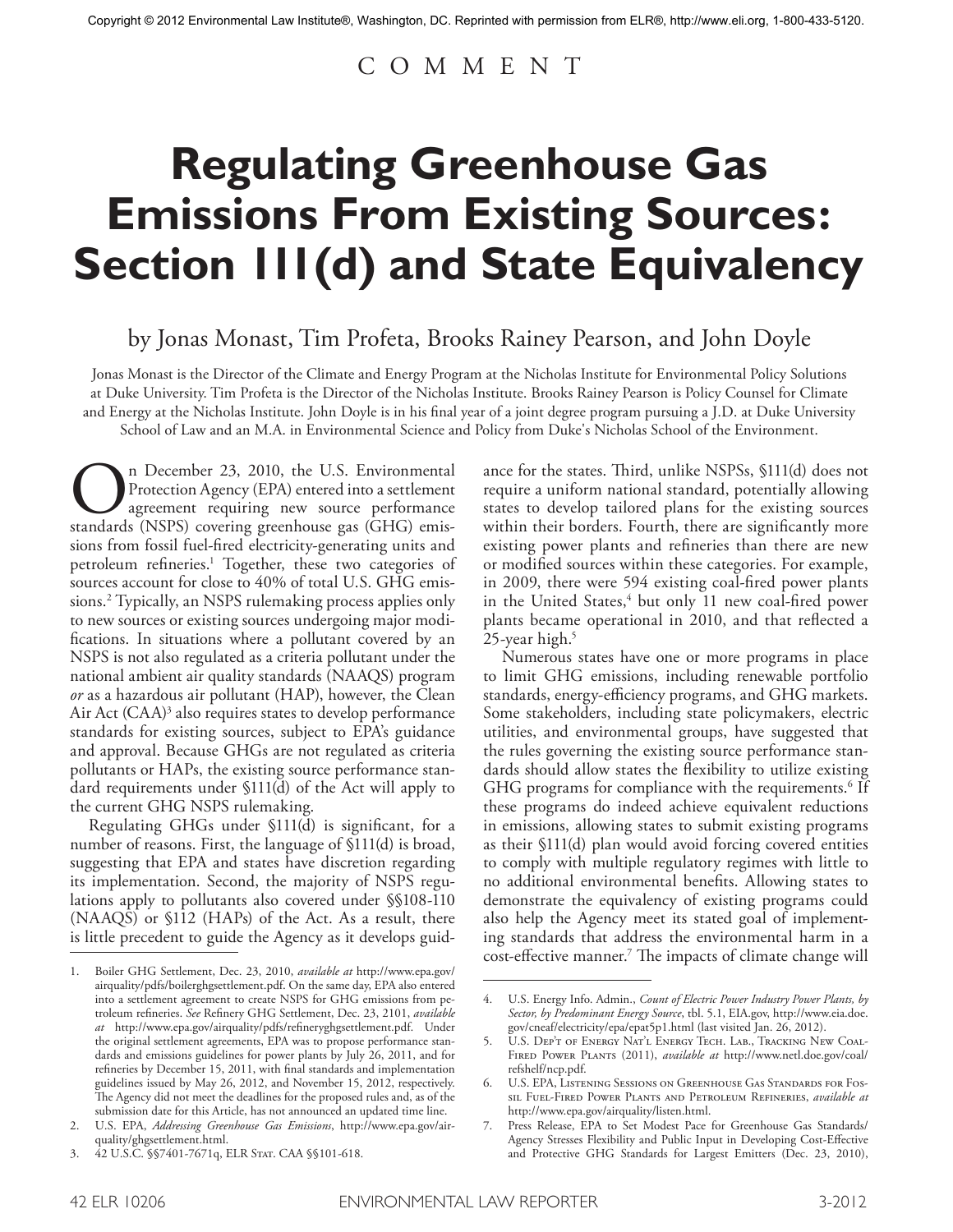Copyright © 2012 Environmental Law Institute®, Washington, DC. Reprinted with permission from ELR®, http://www.eli.org, 1-800-433-5120.

COMMENT

# Regulating Greenhouse Gas Emissions From Existing Sources: Section 111(d) and State Equivalency

by Jonas Monast, Tim Profeta, Brooks Rainey Pearson, and John Doyle

Jonas Monast is the Director of the Climate and Energy Program at the Nicholas Institute for Environmental Policy Solutions at Duke University. Tim Profeta is the Director of the Nicholas Institute. Brooks Rainey Pearson is Policy Counsel for Climate and Energy at the Nicholas Institute. John Doyle is in his final year of a joint degree program pursuing a J.D. at Duke University School of Law and an M.A. in Environmental Science and Policy from Duke's Nicholas School of the Environment.

On December 23, 2010, the U.S. Environmental Protection Agency (EPA) entered into a settlement agreement requiring new source performance standards (NSPS) covering greenhouse gas (GHG) emissions from fossil fuel-fired electricity-generating units and petroleum refineries.[1] Together, these two categories of sources account for close to 40% of total U.S. GHG emissions.[2] Typically, an NSPS rulemaking process applies only to new sources or existing sources undergoing major modifications. In situations where a pollutant covered by an NSPS is not also regulated as a criteria pollutant under the national ambient air quality standards (NAAQS) program *or* as a hazardous air pollutant (HAP), however, the Clean Air Act (CAA)[3] also requires states to develop performance standards for existing sources, subject to EPA's guidance and approval. Because GHGs are not regulated as criteria pollutants or HAPs, the existing source performance standard requirements under §111(d) of the Act will apply to the current GHG NSPS rulemaking.

Regulating GHGs under §111(d) is significant, for a number of reasons. First, the language of §111(d) is broad, suggesting that EPA and states have discretion regarding its implementation. Second, the majority of NSPS regulations apply to pollutants also covered under §§108-110 (NAAQS) or §112 (HAPs) of the Act. As a result, there is little precedent to guide the Agency as it develops guidance for the states. Third, unlike NSPSs, §111(d) does not require a uniform national standard, potentially allowing states to develop tailored plans for the existing sources within their borders. Fourth, there are significantly more existing power plants and refineries than there are new or modified sources within these categories. For example, in 2009, there were 594 existing coal-fired power plants in the United States,[4] but only 11 new coal-fired power plants became operational in 2010, and that reflected a 25-year high.[5]

Numerous states have one or more programs in place to limit GHG emissions, including renewable portfolio standards, energy-efficiency programs, and GHG markets. Some stakeholders, including state policymakers, electric utilities, and environmental groups, have suggested that the rules governing the existing source performance standards should allow states the flexibility to utilize existing GHG programs for compliance with the requirements.[6] If these programs do indeed achieve equivalent reductions in emissions, allowing states to submit existing programs as their §111(d) plan would avoid forcing covered entities to comply with multiple regulatory regimes with little to no additional environmental benefits. Allowing states to demonstrate the equivalency of existing programs could also help the Agency meet its stated goal of implementing standards that address the environmental harm in a cost-effective manner.[7] The impacts of climate change will

---

1. Boiler GHG Settlement, Dec. 23, 2010, *available at* http://www.epa.gov/airquality/pdfs/boilerghgsettlement.pdf. On the same day, EPA also entered into a settlement agreement to create NSPS for GHG emissions from petroleum refineries. *See* Refinery GHG Settlement, Dec. 23, 2101, *available at* http://www.epa.gov/airquality/pdfs/refineryghgsettlement.pdf. Under the original settlement agreements, EPA was to propose performance standards and emissions guidelines for power plants by July 26, 2011, and for refineries by December 15, 2011, with final standards and implementation guidelines issued by May 26, 2012, and November 15, 2012, respectively. The Agency did not meet the deadlines for the proposed rules and, as of the submission date for this Article, has not announced an updated time line.
2. U.S. EPA, *Addressing Greenhouse Gas Emissions*, http://www.epa.gov/airquality/ghgsettlement.html.
3. 42 U.S.C. §§7401-7671q, ELR Stat. CAA §§101-618.
4. U.S. Energy Info. Admin., *Count of Electric Power Industry Power Plants, by Sector, by Predominant Energy Source*, tbl. 5.1, EIA.gov, http://www.eia.doe.gov/cneaf/electricity/epa/epat5p1.html (last visited Jan. 26, 2012).
5. U.S. Dep't of Energy Nat'l Energy Tech. Lab., Tracking New Coal-Fired Power Plants (2011), *available at* http://www.netl.doe.gov/coal/refshelf/ncp.pdf.
6. U.S. EPA, Listening Sessions on Greenhouse Gas Standards for Fossil Fuel-Fired Power Plants and Petroleum Refineries, *available at* http://www.epa.gov/airquality/listen.html.
7. Press Release, EPA to Set Modest Pace for Greenhouse Gas Standards/Agency Stresses Flexibility and Public Input in Developing Cost-Effective and Protective GHG Standards for Largest Emitters (Dec. 23, 2010),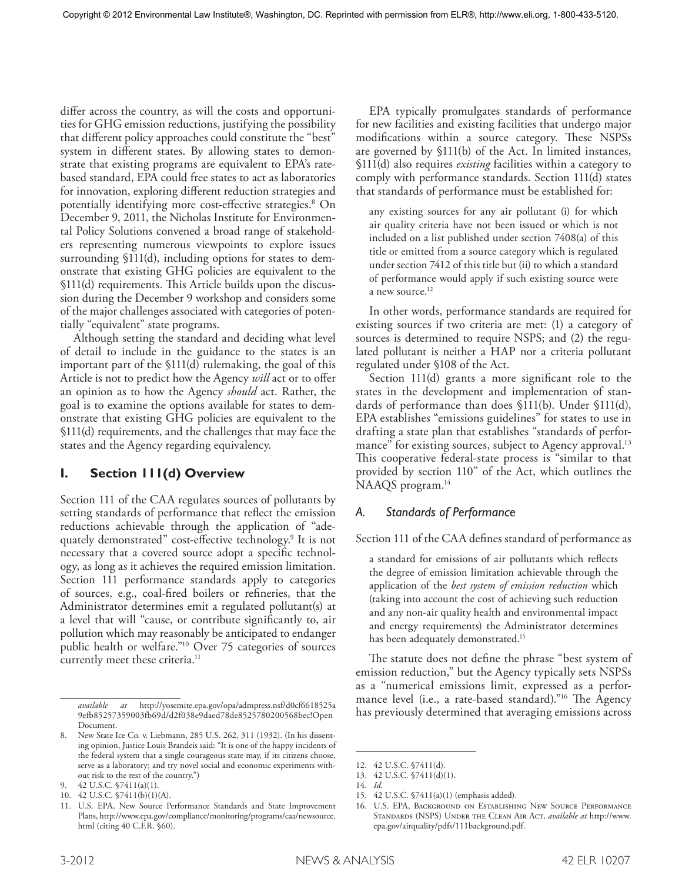differ across the country, as will the costs and opportunities for GHG emission reductions, justifying the possibility that different policy approaches could constitute the "best" system in different states. By allowing states to demonstrate that existing programs are equivalent to EPA's rate-based standard, EPA could free states to act as laboratories for innovation, exploring different reduction strategies and potentially identifying more cost-effective strategies.[8] On December 9, 2011, the Nicholas Institute for Environmental Policy Solutions convened a broad range of stakeholders representing numerous viewpoints to explore issues surrounding §111(d), including options for states to demonstrate that existing GHG policies are equivalent to the §111(d) requirements. This Article builds upon the discussion during the December 9 workshop and considers some of the major challenges associated with categories of potentially "equivalent" state programs.

Although setting the standard and deciding what level of detail to include in the guidance to the states is an important part of the §111(d) rulemaking, the goal of this Article is not to predict how the Agency *will* act or to offer an opinion as to how the Agency *should* act. Rather, the goal is to examine the options available for states to demonstrate that existing GHG policies are equivalent to the §111(d) requirements, and the challenges that may face the states and the Agency regarding equivalency.

## I. Section 111(d) Overview

Section 111 of the CAA regulates sources of pollutants by setting standards of performance that reflect the emission reductions achievable through the application of "adequately demonstrated" cost-effective technology.[9] It is not necessary that a covered source adopt a specific technology, as long as it achieves the required emission limitation. Section 111 performance standards apply to categories of sources, e.g., coal-fired boilers or refineries, that the Administrator determines emit a regulated pollutant(s) at a level that will "cause, or contribute significantly to, air pollution which may reasonably be anticipated to endanger public health or welfare."[10] Over 75 categories of sources currently meet these criteria.[11]

EPA typically promulgates standards of performance for new facilities and existing facilities that undergo major modifications within a source category. These NSPSs are governed by §111(b) of the Act. In limited instances, §111(d) also requires *existing* facilities within a category to comply with performance standards. Section 111(d) states that standards of performance must be established for:

> any existing sources for any air pollutant (i) for which air quality criteria have not been issued or which is not included on a list published under section 7408(a) of this title or emitted from a source category which is regulated under section 7412 of this title but (ii) to which a standard of performance would apply if such existing source were a new source.[12]

In other words, performance standards are required for existing sources if two criteria are met: (1) a category of sources is determined to require NSPS; and (2) the regulated pollutant is neither a HAP nor a criteria pollutant regulated under §108 of the Act.

Section 111(d) grants a more significant role to the states in the development and implementation of standards of performance than does §111(b). Under §111(d), EPA establishes "emissions guidelines" for states to use in drafting a state plan that establishes "standards of performance" for existing sources, subject to Agency approval.[13] This cooperative federal-state process is "similar to that provided by section 110" of the Act, which outlines the NAAQS program.[14]

### A. Standards of Performance

Section 111 of the CAA defines standard of performance as

> a standard for emissions of air pollutants which reflects the degree of emission limitation achievable through the application of the *best system of emission reduction* which (taking into account the cost of achieving such reduction and any non-air quality health and environmental impact and energy requirements) the Administrator determines has been adequately demonstrated.[15]

The statute does not define the phrase "best system of emission reduction," but the Agency typically sets NSPSs as a "numerical emissions limit, expressed as a performance level (i.e., a rate-based standard)."[16] The Agency has previously determined that averaging emissions across

---

*available at* http://yosemite.epa.gov/opa/admpress.nsf/d0cf6618525a9efb85257359003fb69d/d2f038e9daed78de8525780200568bec!OpenDocument.

8. New State Ice Co. v. Liebmann, 285 U.S. 262, 311 (1932). (In his dissenting opinion, Justice Louis Brandeis said: "It is one of the happy incidents of the federal system that a single courageous state may, if its citizens choose, serve as a laboratory; and try novel social and economic experiments without risk to the rest of the country.")
9. 42 U.S.C. §7411(a)(1).
10. 42 U.S.C. §7411(b)(1)(A).
11. U.S. EPA, New Source Performance Standards and State Improvement Plans, http://www.epa.gov/compliance/monitoring/programs/caa/newsource.html (citing 40 C.F.R. §60).
12. 42 U.S.C. §7411(d).
13. 42 U.S.C. §7411(d)(1).
14. *Id.*
15. 42 U.S.C. §7411(a)(1) (emphasis added).
16. U.S. EPA, Background on Establishing New Source Performance Standards (NSPS) Under the Clean Air Act, *available at* http://www.epa.gov/airquality/pdfs/111background.pdf.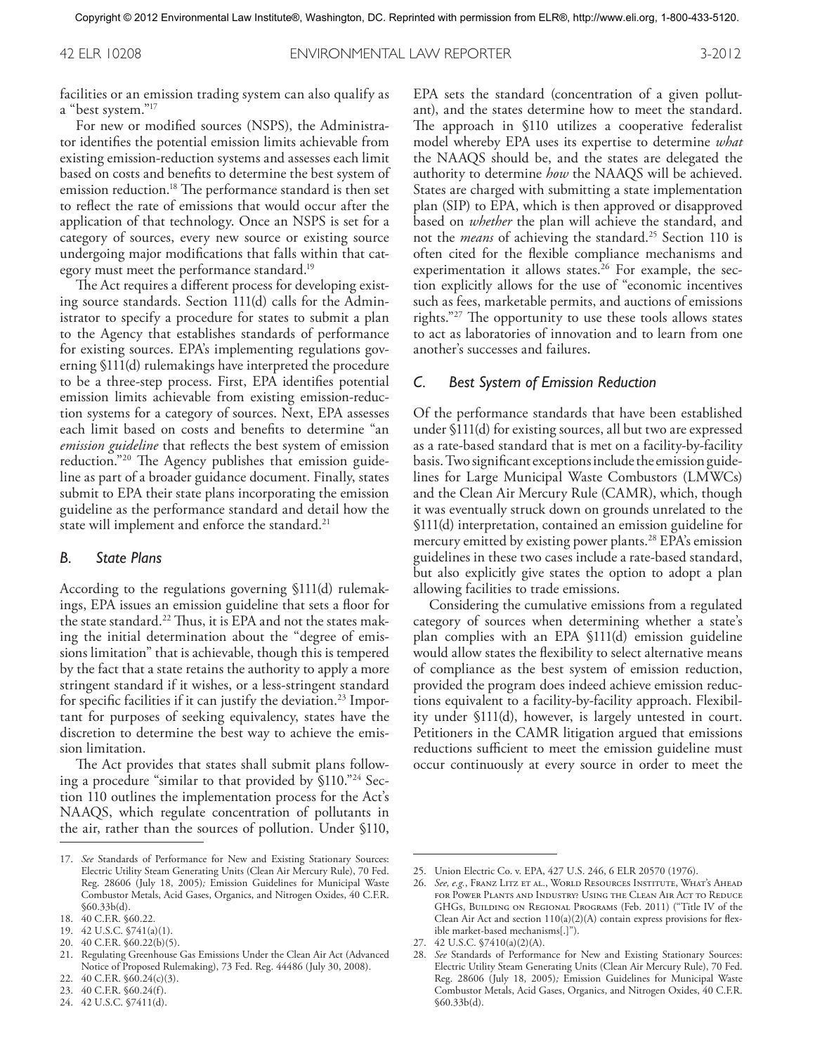facilities or an emission trading system can also qualify as a "best system."[17]

For new or modified sources (NSPS), the Administrator identifies the potential emission limits achievable from existing emission-reduction systems and assesses each limit based on costs and benefits to determine the best system of emission reduction.[18] The performance standard is then set to reflect the rate of emissions that would occur after the application of that technology. Once an NSPS is set for a category of sources, every new source or existing source undergoing major modifications that falls within that category must meet the performance standard.[19]

The Act requires a different process for developing existing source standards. Section 111(d) calls for the Administrator to specify a procedure for states to submit a plan to the Agency that establishes standards of performance for existing sources. EPA's implementing regulations governing §111(d) rulemakings have interpreted the procedure to be a three-step process. First, EPA identifies potential emission limits achievable from existing emission-reduction systems for a category of sources. Next, EPA assesses each limit based on costs and benefits to determine "an *emission guideline* that reflects the best system of emission reduction."[20] The Agency publishes that emission guideline as part of a broader guidance document. Finally, states submit to EPA their state plans incorporating the emission guideline as the performance standard and detail how the state will implement and enforce the standard.[21]

### B. State Plans

According to the regulations governing §111(d) rulemakings, EPA issues an emission guideline that sets a floor for the state standard.[22] Thus, it is EPA and not the states making the initial determination about the "degree of emissions limitation" that is achievable, though this is tempered by the fact that a state retains the authority to apply a more stringent standard if it wishes, or a less-stringent standard for specific facilities if it can justify the deviation.[23] Important for purposes of seeking equivalency, states have the discretion to determine the best way to achieve the emission limitation.

The Act provides that states shall submit plans following a procedure "similar to that provided by §110."[24] Section 110 outlines the implementation process for the Act's NAAQS, which regulate concentration of pollutants in the air, rather than the sources of pollution. Under §110, EPA sets the standard (concentration of a given pollutant), and the states determine how to meet the standard. The approach in §110 utilizes a cooperative federalist model whereby EPA uses its expertise to determine *what* the NAAQS should be, and the states are delegated the authority to determine *how* the NAAQS will be achieved. States are charged with submitting a state implementation plan (SIP) to EPA, which is then approved or disapproved based on *whether* the plan will achieve the standard, and not the *means* of achieving the standard.[25] Section 110 is often cited for the flexible compliance mechanisms and experimentation it allows states.[26] For example, the section explicitly allows for the use of "economic incentives such as fees, marketable permits, and auctions of emissions rights."[27] The opportunity to use these tools allows states to act as laboratories of innovation and to learn from one another's successes and failures.

### C. Best System of Emission Reduction

Of the performance standards that have been established under §111(d) for existing sources, all but two are expressed as a rate-based standard that is met on a facility-by-facility basis. Two significant exceptions include the emission guidelines for Large Municipal Waste Combustors (LMWCs) and the Clean Air Mercury Rule (CAMR), which, though it was eventually struck down on grounds unrelated to the §111(d) interpretation, contained an emission guideline for mercury emitted by existing power plants.[28] EPA's emission guidelines in these two cases include a rate-based standard, but also explicitly give states the option to adopt a plan allowing facilities to trade emissions.

Considering the cumulative emissions from a regulated category of sources when determining whether a state's plan complies with an EPA §111(d) emission guideline would allow states the flexibility to select alternative means of compliance as the best system of emission reduction, provided the program does indeed achieve emission reductions equivalent to a facility-by-facility approach. Flexibility under §111(d), however, is largely untested in court. Petitioners in the CAMR litigation argued that emissions reductions sufficient to meet the emission guideline must occur continuously at every source in order to meet the

---

17. *See* Standards of Performance for New and Existing Stationary Sources: Electric Utility Steam Generating Units (Clean Air Mercury Rule), 70 Fed. Reg. 28606 (July 18, 2005)*;* Emission Guidelines for Municipal Waste Combustor Metals, Acid Gases, Organics, and Nitrogen Oxides, 40 C.F.R. §60.33b(d).
18. 40 C.F.R. §60.22.
19. 42 U.S.C. §741(a)(1).
20. 40 C.F.R. §60.22(b)(5).
21. Regulating Greenhouse Gas Emissions Under the Clean Air Act (Advanced Notice of Proposed Rulemaking), 73 Fed. Reg. 44486 (July 30, 2008).
22. 40 C.F.R. §60.24(c)(3).
23. 40 C.F.R. §60.24(f).
24. 42 U.S.C. §7411(d).
25. Union Electric Co. v. EPA, 427 U.S. 246, 6 ELR 20570 (1976).
26. *See, e.g.*, Franz Litz et al., World Resources Institute, What's Ahead for Power Plants and Industry? Using the Clean Air Act to Reduce GHGs, Building on Regional Programs (Feb. 2011) ("Title IV of the Clean Air Act and section 110(a)(2)(A) contain express provisions for flexible market-based mechanisms[.]").
27. 42 U.S.C. §7410(a)(2)(A).
28. *See* Standards of Performance for New and Existing Stationary Sources: Electric Utility Steam Generating Units (Clean Air Mercury Rule), 70 Fed. Reg. 28606 (July 18, 2005)*;* Emission Guidelines for Municipal Waste Combustor Metals, Acid Gases, Organics, and Nitrogen Oxides, 40 C.F.R. §60.33b(d).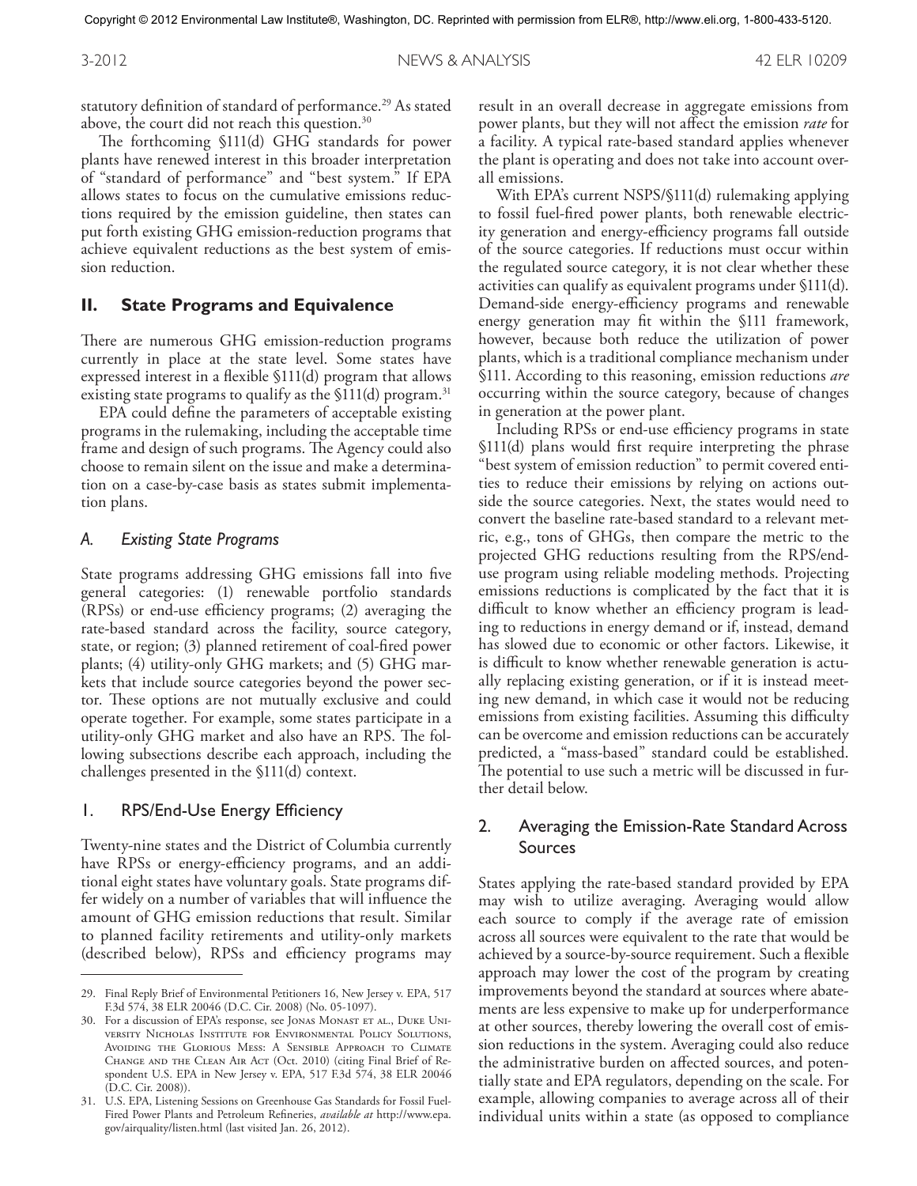statutory definition of standard of performance.[29] As stated above, the court did not reach this question.[30]

The forthcoming §111(d) GHG standards for power plants have renewed interest in this broader interpretation of "standard of performance" and "best system." If EPA allows states to focus on the cumulative emissions reductions required by the emission guideline, then states can put forth existing GHG emission-reduction programs that achieve equivalent reductions as the best system of emission reduction.

## II. State Programs and Equivalence

There are numerous GHG emission-reduction programs currently in place at the state level. Some states have expressed interest in a flexible §111(d) program that allows existing state programs to qualify as the §111(d) program.[31]

EPA could define the parameters of acceptable existing programs in the rulemaking, including the acceptable time frame and design of such programs. The Agency could also choose to remain silent on the issue and make a determination on a case-by-case basis as states submit implementation plans.

### *A. Existing State Programs*

State programs addressing GHG emissions fall into five general categories: (1) renewable portfolio standards (RPSs) or end-use efficiency programs; (2) averaging the rate-based standard across the facility, source category, state, or region; (3) planned retirement of coal-fired power plants; (4) utility-only GHG markets; and (5) GHG markets that include source categories beyond the power sector. These options are not mutually exclusive and could operate together. For example, some states participate in a utility-only GHG market and also have an RPS. The following subsections describe each approach, including the challenges presented in the §111(d) context.

#### 1. RPS/End-Use Energy Efficiency

Twenty-nine states and the District of Columbia currently have RPSs or energy-efficiency programs, and an additional eight states have voluntary goals. State programs differ widely on a number of variables that will influence the amount of GHG emission reductions that result. Similar to planned facility retirements and utility-only markets (described below), RPSs and efficiency programs may result in an overall decrease in aggregate emissions from power plants, but they will not affect the emission *rate* for a facility. A typical rate-based standard applies whenever the plant is operating and does not take into account overall emissions.

With EPA's current NSPS/§111(d) rulemaking applying to fossil fuel-fired power plants, both renewable electricity generation and energy-efficiency programs fall outside of the source categories. If reductions must occur within the regulated source category, it is not clear whether these activities can qualify as equivalent programs under §111(d). Demand-side energy-efficiency programs and renewable energy generation may fit within the §111 framework, however, because both reduce the utilization of power plants, which is a traditional compliance mechanism under §111. According to this reasoning, emission reductions *are* occurring within the source category, because of changes in generation at the power plant.

Including RPSs or end-use efficiency programs in state §111(d) plans would first require interpreting the phrase "best system of emission reduction" to permit covered entities to reduce their emissions by relying on actions outside the source categories. Next, the states would need to convert the baseline rate-based standard to a relevant metric, e.g., tons of GHGs, then compare the metric to the projected GHG reductions resulting from the RPS/end-use program using reliable modeling methods. Projecting emissions reductions is complicated by the fact that it is difficult to know whether an efficiency program is leading to reductions in energy demand or if, instead, demand has slowed due to economic or other factors. Likewise, it is difficult to know whether renewable generation is actually replacing existing generation, or if it is instead meeting new demand, in which case it would not be reducing emissions from existing facilities. Assuming this difficulty can be overcome and emission reductions can be accurately predicted, a "mass-based" standard could be established. The potential to use such a metric will be discussed in further detail below.

#### 2. Averaging the Emission-Rate Standard Across Sources

States applying the rate-based standard provided by EPA may wish to utilize averaging. Averaging would allow each source to comply if the average rate of emission across all sources were equivalent to the rate that would be achieved by a source-by-source requirement. Such a flexible approach may lower the cost of the program by creating improvements beyond the standard at sources where abatements are less expensive to make up for underperformance at other sources, thereby lowering the overall cost of emission reductions in the system. Averaging could also reduce the administrative burden on affected sources, and potentially state and EPA regulators, depending on the scale. For example, allowing companies to average across all of their individual units within a state (as opposed to compliance

---

29. Final Reply Brief of Environmental Petitioners 16, New Jersey v. EPA, 517 F.3d 574, 38 ELR 20046 (D.C. Cir. 2008) (No. 05-1097).

30. For a discussion of EPA's response, see Jonas Monast et al., Duke University Nicholas Institute for Environmental Policy Solutions, Avoiding the Glorious Mess: A Sensible Approach to Climate Change and the Clean Air Act (Oct. 2010) (citing Final Brief of Respondent U.S. EPA in New Jersey v. EPA, 517 F.3d 574, 38 ELR 20046 (D.C. Cir. 2008)).

31. U.S. EPA, Listening Sessions on Greenhouse Gas Standards for Fossil Fuel-Fired Power Plants and Petroleum Refineries, *available at* http://www.epa.gov/airquality/listen.html (last visited Jan. 26, 2012).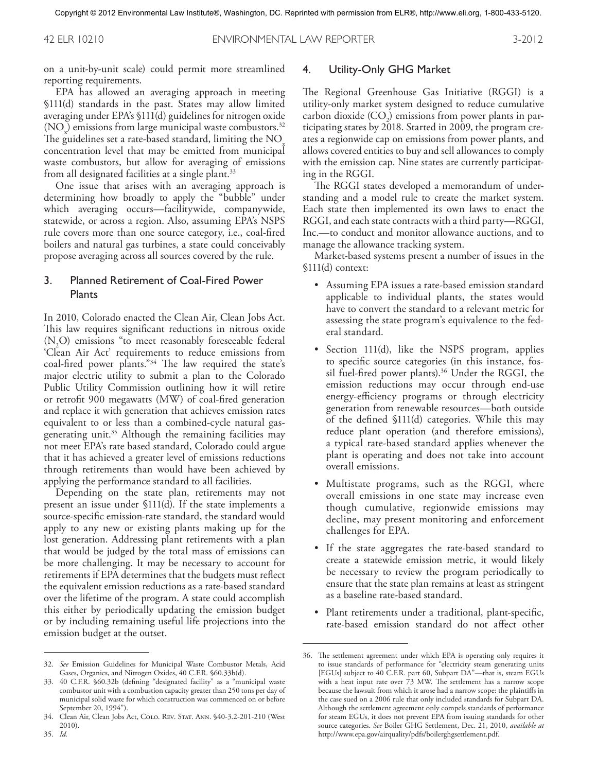on a unit-by-unit scale) could permit more streamlined reporting requirements.

EPA has allowed an averaging approach in meeting §111(d) standards in the past. States may allow limited averaging under EPA's §111(d) guidelines for nitrogen oxide ($NO_x$) emissions from large municipal waste combustors.[32] The guidelines set a rate-based standard, limiting the $NO_x$ concentration level that may be emitted from municipal waste combustors, but allow for averaging of emissions from all designated facilities at a single plant.[33]

One issue that arises with an averaging approach is determining how broadly to apply the "bubble" under which averaging occurs—facilitywide, companywide, statewide, or across a region. Also, assuming EPA's NSPS rule covers more than one source category, i.e., coal-fired boilers and natural gas turbines, a state could conceivably propose averaging across all sources covered by the rule.

## 3. Planned Retirement of Coal-Fired Power Plants

In 2010, Colorado enacted the Clean Air, Clean Jobs Act. This law requires significant reductions in nitrous oxide ($N_2O$) emissions "to meet reasonably foreseeable federal 'Clean Air Act' requirements to reduce emissions from coal-fired power plants."[34] The law required the state's major electric utility to submit a plan to the Colorado Public Utility Commission outlining how it will retire or retrofit 900 megawatts (MW) of coal-fired generation and replace it with generation that achieves emission rates equivalent to or less than a combined-cycle natural gas-generating unit.[35] Although the remaining facilities may not meet EPA's rate based standard, Colorado could argue that it has achieved a greater level of emissions reductions through retirements than would have been achieved by applying the performance standard to all facilities.

Depending on the state plan, retirements may not present an issue under §111(d). If the state implements a source-specific emission-rate standard, the standard would apply to any new or existing plants making up for the lost generation. Addressing plant retirements with a plan that would be judged by the total mass of emissions can be more challenging. It may be necessary to account for retirements if EPA determines that the budgets must reflect the equivalent emission reductions as a rate-based standard over the lifetime of the program. A state could accomplish this either by periodically updating the emission budget or by including remaining useful life projections into the emission budget at the outset.

## 4. Utility-Only GHG Market

The Regional Greenhouse Gas Initiative (RGGI) is a utility-only market system designed to reduce cumulative carbon dioxide ($CO_2$) emissions from power plants in participating states by 2018. Started in 2009, the program creates a regionwide cap on emissions from power plants, and allows covered entities to buy and sell allowances to comply with the emission cap. Nine states are currently participating in the RGGI.

The RGGI states developed a memorandum of understanding and a model rule to create the market system. Each state then implemented its own laws to enact the RGGI, and each state contracts with a third party—RGGI, Inc.—to conduct and monitor allowance auctions, and to manage the allowance tracking system.

Market-based systems present a number of issues in the §111(d) context:

- Assuming EPA issues a rate-based emission standard applicable to individual plants, the states would have to convert the standard to a relevant metric for assessing the state program's equivalence to the federal standard.
- Section 111(d), like the NSPS program, applies to specific source categories (in this instance, fossil fuel-fired power plants).[36] Under the RGGI, the emission reductions may occur through end-use energy-efficiency programs or through electricity generation from renewable resources—both outside of the defined §111(d) categories. While this may reduce plant operation (and therefore emissions), a typical rate-based standard applies whenever the plant is operating and does not take into account overall emissions.
- Multistate programs, such as the RGGI, where overall emissions in one state may increase even though cumulative, regionwide emissions may decline, may present monitoring and enforcement challenges for EPA.
- If the state aggregates the rate-based standard to create a statewide emission metric, it would likely be necessary to review the program periodically to ensure that the state plan remains at least as stringent as a baseline rate-based standard.
- Plant retirements under a traditional, plant-specific, rate-based emission standard do not affect other

---

32. *See* Emission Guidelines for Municipal Waste Combustor Metals, Acid Gases, Organics, and Nitrogen Oxides, 40 C.F.R. §60.33b(d).

33. 40 C.F.R. §60.32b (defining "designated facility" as a "municipal waste combustor unit with a combustion capacity greater than 250 tons per day of municipal solid waste for which construction was commenced on or before September 20, 1994").

34. Clean Air, Clean Jobs Act, Colo. Rev. Stat. Ann. §40-3.2-201-210 (West 2010).

35. *Id.*

36. The settlement agreement under which EPA is operating only requires it to issue standards of performance for "electricity steam generating units [EGUs] subject to 40 C.F.R. part 60, Subpart DA"—that is, steam EGUs with a heat input rate over 73 MW. The settlement has a narrow scope because the lawsuit from which it arose had a narrow scope: the plaintiffs in the case sued on a 2006 rule that only included standards for Subpart DA. Although the settlement agreement only compels standards of performance for steam EGUs, it does not prevent EPA from issuing standards for other source categories. *See* Boiler GHG Settlement, Dec. 21, 2010, *available at* http://www.epa.gov/airquality/pdfs/boilerghgsettlement.pdf.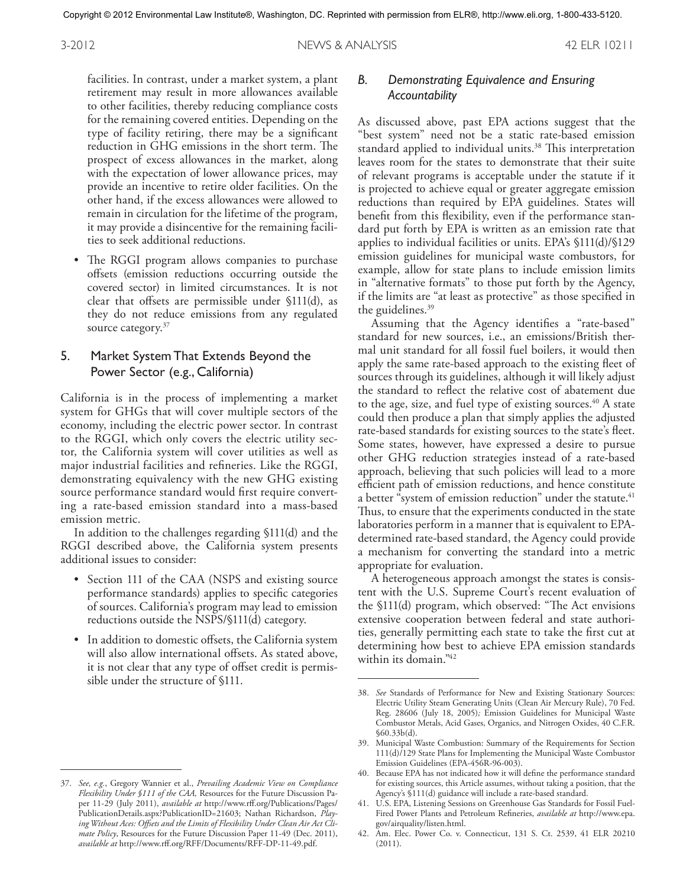facilities. In contrast, under a market system, a plant retirement may result in more allowances available to other facilities, thereby reducing compliance costs for the remaining covered entities. Depending on the type of facility retiring, there may be a significant reduction in GHG emissions in the short term. The prospect of excess allowances in the market, along with the expectation of lower allowance prices, may provide an incentive to retire older facilities. On the other hand, if the excess allowances were allowed to remain in circulation for the lifetime of the program, it may provide a disincentive for the remaining facilities to seek additional reductions.

- The RGGI program allows companies to purchase offsets (emission reductions occurring outside the covered sector) in limited circumstances. It is not clear that offsets are permissible under §111(d), as they do not reduce emissions from any regulated source category.[37]

### 5. Market System That Extends Beyond the Power Sector (e.g., California)

California is in the process of implementing a market system for GHGs that will cover multiple sectors of the economy, including the electric power sector. In contrast to the RGGI, which only covers the electric utility sector, the California system will cover utilities as well as major industrial facilities and refineries. Like the RGGI, demonstrating equivalency with the new GHG existing source performance standard would first require converting a rate-based emission standard into a mass-based emission metric.

In addition to the challenges regarding §111(d) and the RGGI described above, the California system presents additional issues to consider:

- Section 111 of the CAA (NSPS and existing source performance standards) applies to specific categories of sources. California's program may lead to emission reductions outside the NSPS/§111(d) category.
- In addition to domestic offsets, the California system will also allow international offsets. As stated above, it is not clear that any type of offset credit is permissible under the structure of §111.

## B. *Demonstrating Equivalence and Ensuring Accountability*

As discussed above, past EPA actions suggest that the "best system" need not be a static rate-based emission standard applied to individual units.[38] This interpretation leaves room for the states to demonstrate that their suite of relevant programs is acceptable under the statute if it is projected to achieve equal or greater aggregate emission reductions than required by EPA guidelines. States will benefit from this flexibility, even if the performance standard put forth by EPA is written as an emission rate that applies to individual facilities or units. EPA's §111(d)/§129 emission guidelines for municipal waste combustors, for example, allow for state plans to include emission limits in "alternative formats" to those put forth by the Agency, if the limits are "at least as protective" as those specified in the guidelines.[39]

Assuming that the Agency identifies a "rate-based" standard for new sources, i.e., an emissions/British thermal unit standard for all fossil fuel boilers, it would then apply the same rate-based approach to the existing fleet of sources through its guidelines, although it will likely adjust the standard to reflect the relative cost of abatement due to the age, size, and fuel type of existing sources.[40] A state could then produce a plan that simply applies the adjusted rate-based standards for existing sources to the state's fleet. Some states, however, have expressed a desire to pursue other GHG reduction strategies instead of a rate-based approach, believing that such policies will lead to a more efficient path of emission reductions, and hence constitute a better "system of emission reduction" under the statute.[41] Thus, to ensure that the experiments conducted in the state laboratories perform in a manner that is equivalent to EPA-determined rate-based standard, the Agency could provide a mechanism for converting the standard into a metric appropriate for evaluation.

A heterogeneous approach amongst the states is consistent with the U.S. Supreme Court's recent evaluation of the §111(d) program, which observed: "The Act envisions extensive cooperation between federal and state authorities, generally permitting each state to take the first cut at determining how best to achieve EPA emission standards within its domain."[42]

---

37. *See, e.g.*, Gregory Wannier et al., *Prevailing Academic View on Compliance Flexibility Under §111 of the CAA,* Resources for the Future Discussion Paper 11-29 (July 2011), *available at* http://www.rff.org/Publications/Pages/PublicationDetails.aspx?PublicationID=21603; Nathan Richardson, *Playing Without Aces: Offsets and the Limits of Flexibility Under Clean Air Act Climate Policy*, Resources for the Future Discussion Paper 11-49 (Dec. 2011), *available at* http://www.rff.org/RFF/Documents/RFF-DP-11-49.pdf.

38. *See* Standards of Performance for New and Existing Stationary Sources: Electric Utility Steam Generating Units (Clean Air Mercury Rule), 70 Fed. Reg. 28606 (July 18, 2005); Emission Guidelines for Municipal Waste Combustor Metals, Acid Gases, Organics, and Nitrogen Oxides, 40 C.F.R. §60.33b(d).

39. Municipal Waste Combustion: Summary of the Requirements for Section 111(d)/129 State Plans for Implementing the Municipal Waste Combustor Emission Guidelines (EPA-456R-96-003).

40. Because EPA has not indicated how it will define the performance standard for existing sources, this Article assumes, without taking a position, that the Agency's §111(d) guidance will include a rate-based standard.

41. U.S. EPA, Listening Sessions on Greenhouse Gas Standards for Fossil Fuel-Fired Power Plants and Petroleum Refineries, *available at* http://www.epa.gov/airquality/listen.html.

42. Am. Elec. Power Co. v. Connecticut, 131 S. Ct. 2539, 41 ELR 20210 (2011).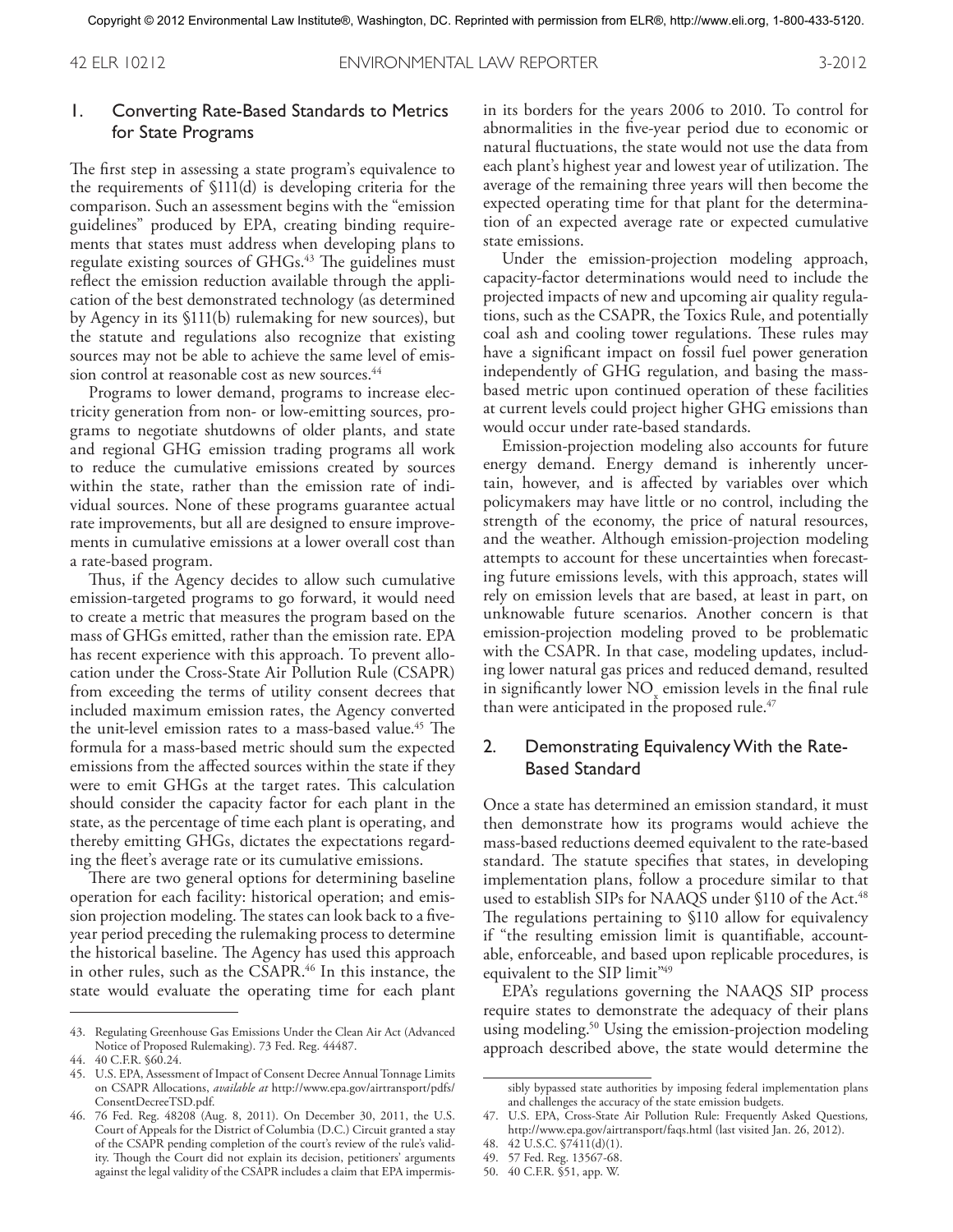### 1. Converting Rate-Based Standards to Metrics for State Programs

The first step in assessing a state program's equivalence to the requirements of §111(d) is developing criteria for the comparison. Such an assessment begins with the "emission guidelines" produced by EPA, creating binding requirements that states must address when developing plans to regulate existing sources of GHGs.[43] The guidelines must reflect the emission reduction available through the application of the best demonstrated technology (as determined by Agency in its §111(b) rulemaking for new sources), but the statute and regulations also recognize that existing sources may not be able to achieve the same level of emission control at reasonable cost as new sources.[44]

Programs to lower demand, programs to increase electricity generation from non- or low-emitting sources, programs to negotiate shutdowns of older plants, and state and regional GHG emission trading programs all work to reduce the cumulative emissions created by sources within the state, rather than the emission rate of individual sources. None of these programs guarantee actual rate improvements, but all are designed to ensure improvements in cumulative emissions at a lower overall cost than a rate-based program.

Thus, if the Agency decides to allow such cumulative emission-targeted programs to go forward, it would need to create a metric that measures the program based on the mass of GHGs emitted, rather than the emission rate. EPA has recent experience with this approach. To prevent allocation under the Cross-State Air Pollution Rule (CSAPR) from exceeding the terms of utility consent decrees that included maximum emission rates, the Agency converted the unit-level emission rates to a mass-based value.[45] The formula for a mass-based metric should sum the expected emissions from the affected sources within the state if they were to emit GHGs at the target rates. This calculation should consider the capacity factor for each plant in the state, as the percentage of time each plant is operating, and thereby emitting GHGs, dictates the expectations regarding the fleet's average rate or its cumulative emissions.

There are two general options for determining baseline operation for each facility: historical operation; and emission projection modeling. The states can look back to a five-year period preceding the rulemaking process to determine the historical baseline. The Agency has used this approach in other rules, such as the CSAPR.[46] In this instance, the state would evaluate the operating time for each plant in its borders for the years 2006 to 2010. To control for abnormalities in the five-year period due to economic or natural fluctuations, the state would not use the data from each plant's highest year and lowest year of utilization. The average of the remaining three years will then become the expected operating time for that plant for the determination of an expected average rate or expected cumulative state emissions.

Under the emission-projection modeling approach, capacity-factor determinations would need to include the projected impacts of new and upcoming air quality regulations, such as the CSAPR, the Toxics Rule, and potentially coal ash and cooling tower regulations. These rules may have a significant impact on fossil fuel power generation independently of GHG regulation, and basing the mass-based metric upon continued operation of these facilities at current levels could project higher GHG emissions than would occur under rate-based standards.

Emission-projection modeling also accounts for future energy demand. Energy demand is inherently uncertain, however, and is affected by variables over which policymakers may have little or no control, including the strength of the economy, the price of natural resources, and the weather. Although emission-projection modeling attempts to account for these uncertainties when forecasting future emissions levels, with this approach, states will rely on emission levels that are based, at least in part, on unknowable future scenarios. Another concern is that emission-projection modeling proved to be problematic with the CSAPR. In that case, modeling updates, including lower natural gas prices and reduced demand, resulted in significantly lower $NO_x$ emission levels in the final rule than were anticipated in the proposed rule.[47]

### 2. Demonstrating Equivalency With the Rate-Based Standard

Once a state has determined an emission standard, it must then demonstrate how its programs would achieve the mass-based reductions deemed equivalent to the rate-based standard. The statute specifies that states, in developing implementation plans, follow a procedure similar to that used to establish SIPs for NAAQS under §110 of the Act.[48] The regulations pertaining to §110 allow for equivalency if "the resulting emission limit is quantifiable, accountable, enforceable, and based upon replicable procedures, is equivalent to the SIP limit"[49]

EPA's regulations governing the NAAQS SIP process require states to demonstrate the adequacy of their plans using modeling.[50] Using the emission-projection modeling approach described above, the state would determine the

---

43. Regulating Greenhouse Gas Emissions Under the Clean Air Act (Advanced Notice of Proposed Rulemaking). 73 Fed. Reg. 44487.

44. 40 C.F.R. §60.24.

45. U.S. EPA, Assessment of Impact of Consent Decree Annual Tonnage Limits on CSAPR Allocations, *available at* http://www.epa.gov/airtransport/pdfs/ConsentDecreeTSD.pdf.

46. 76 Fed. Reg. 48208 (Aug. 8, 2011). On December 30, 2011, the U.S. Court of Appeals for the District of Columbia (D.C.) Circuit granted a stay of the CSAPR pending completion of the court's review of the rule's validity. Though the Court did not explain its decision, petitioners' arguments against the legal validity of the CSAPR includes a claim that EPA impermissibly bypassed state authorities by imposing federal implementation plans and challenges the accuracy of the state emission budgets.

47. U.S. EPA, Cross-State Air Pollution Rule: Frequently Asked Questions, http://www.epa.gov/airtransport/faqs.html (last visited Jan. 26, 2012).

48. 42 U.S.C. §7411(d)(1).

49. 57 Fed. Reg. 13567-68.

50. 40 C.F.R. §51, app. W.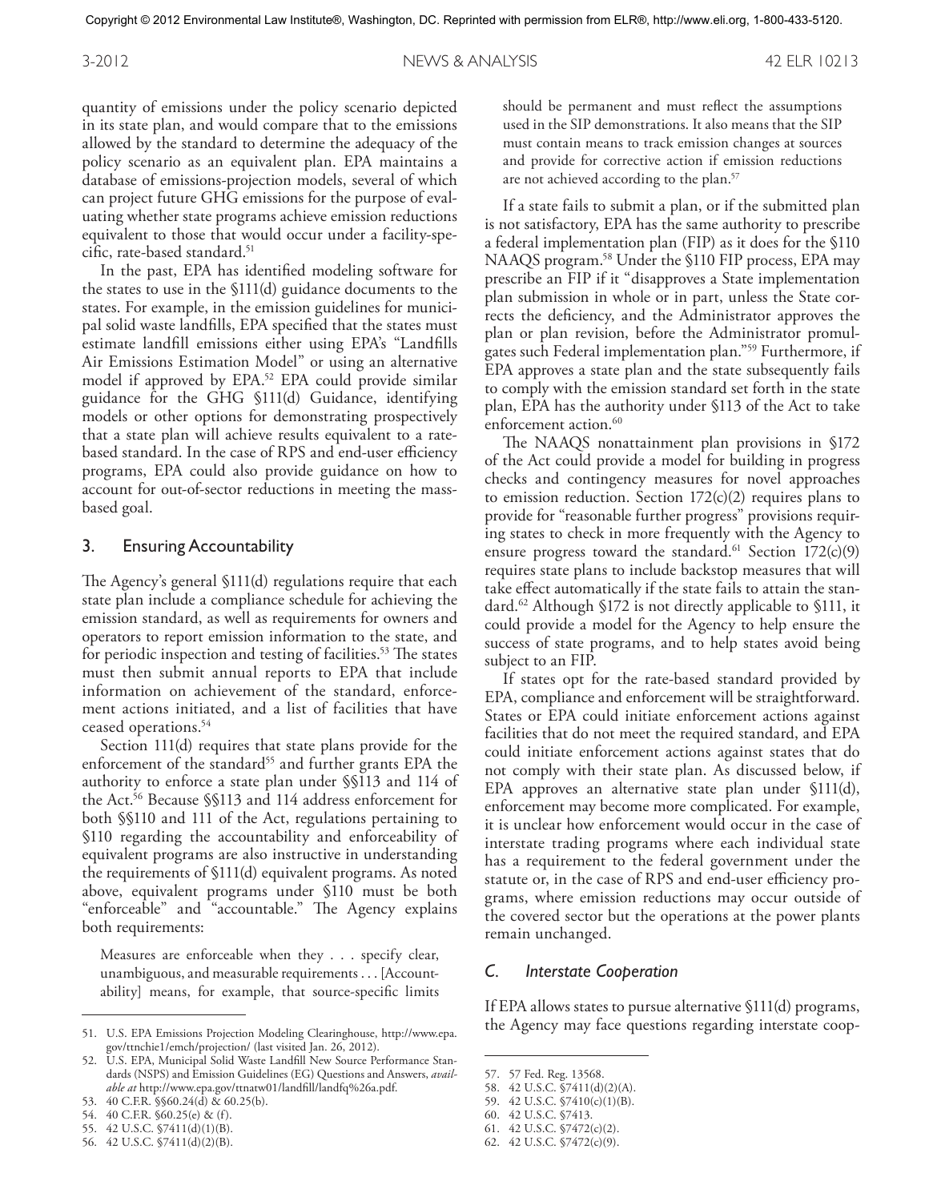quantity of emissions under the policy scenario depicted in its state plan, and would compare that to the emissions allowed by the standard to determine the adequacy of the policy scenario as an equivalent plan. EPA maintains a database of emissions-projection models, several of which can project future GHG emissions for the purpose of evaluating whether state programs achieve emission reductions equivalent to those that would occur under a facility-specific, rate-based standard.[51]

In the past, EPA has identified modeling software for the states to use in the §111(d) guidance documents to the states. For example, in the emission guidelines for municipal solid waste landfills, EPA specified that the states must estimate landfill emissions either using EPA's "Landfills Air Emissions Estimation Model" or using an alternative model if approved by EPA.[52] EPA could provide similar guidance for the GHG §111(d) Guidance, identifying models or other options for demonstrating prospectively that a state plan will achieve results equivalent to a rate-based standard. In the case of RPS and end-user efficiency programs, EPA could also provide guidance on how to account for out-of-sector reductions in meeting the mass-based goal.

### 3. Ensuring Accountability

The Agency's general §111(d) regulations require that each state plan include a compliance schedule for achieving the emission standard, as well as requirements for owners and operators to report emission information to the state, and for periodic inspection and testing of facilities.[53] The states must then submit annual reports to EPA that include information on achievement of the standard, enforcement actions initiated, and a list of facilities that have ceased operations.[54]

Section 111(d) requires that state plans provide for the enforcement of the standard[55] and further grants EPA the authority to enforce a state plan under §§113 and 114 of the Act.[56] Because §§113 and 114 address enforcement for both §§110 and 111 of the Act, regulations pertaining to §110 regarding the accountability and enforceability of equivalent programs are also instructive in understanding the requirements of §111(d) equivalent programs. As noted above, equivalent programs under §110 must be both "enforceable" and "accountable." The Agency explains both requirements:

> Measures are enforceable when they . . . specify clear, unambiguous, and measurable requirements . . . [Accountability] means, for example, that source-specific limits should be permanent and must reflect the assumptions used in the SIP demonstrations. It also means that the SIP must contain means to track emission changes at sources and provide for corrective action if emission reductions are not achieved according to the plan.[57]

If a state fails to submit a plan, or if the submitted plan is not satisfactory, EPA has the same authority to prescribe a federal implementation plan (FIP) as it does for the §110 NAAQS program.[58] Under the §110 FIP process, EPA may prescribe an FIP if it "disapproves a State implementation plan submission in whole or in part, unless the State corrects the deficiency, and the Administrator approves the plan or plan revision, before the Administrator promulgates such Federal implementation plan."[59] Furthermore, if EPA approves a state plan and the state subsequently fails to comply with the emission standard set forth in the state plan, EPA has the authority under §113 of the Act to take enforcement action.[60]

The NAAQS nonattainment plan provisions in §172 of the Act could provide a model for building in progress checks and contingency measures for novel approaches to emission reduction. Section 172(c)(2) requires plans to provide for "reasonable further progress" provisions requiring states to check in more frequently with the Agency to ensure progress toward the standard.[61] Section 172(c)(9) requires state plans to include backstop measures that will take effect automatically if the state fails to attain the standard.[62] Although §172 is not directly applicable to §111, it could provide a model for the Agency to help ensure the success of state programs, and to help states avoid being subject to an FIP.

If states opt for the rate-based standard provided by EPA, compliance and enforcement will be straightforward. States or EPA could initiate enforcement actions against facilities that do not meet the required standard, and EPA could initiate enforcement actions against states that do not comply with their state plan. As discussed below, if EPA approves an alternative state plan under §111(d), enforcement may become more complicated. For example, it is unclear how enforcement would occur in the case of interstate trading programs where each individual state has a requirement to the federal government under the statute or, in the case of RPS and end-user efficiency programs, where emission reductions may occur outside of the covered sector but the operations at the power plants remain unchanged.

## C. *Interstate Cooperation*

If EPA allows states to pursue alternative §111(d) programs, the Agency may face questions regarding interstate coop-

---

51. U.S. EPA Emissions Projection Modeling Clearinghouse, http://www.epa.gov/ttnchie1/emch/projection/ (last visited Jan. 26, 2012).
52. U.S. EPA, Municipal Solid Waste Landfill New Source Performance Standards (NSPS) and Emission Guidelines (EG) Questions and Answers, *available at* http://www.epa.gov/ttnatw01/landfill/landfq%26a.pdf.
53. 40 C.F.R. §§60.24(d) & 60.25(b).
54. 40 C.F.R. §60.25(e) & (f).
55. 42 U.S.C. §7411(d)(1)(B).
56. 42 U.S.C. §7411(d)(2)(B).
57. 57 Fed. Reg. 13568.
58. 42 U.S.C. §7411(d)(2)(A).
59. 42 U.S.C. §7410(c)(1)(B).
60. 42 U.S.C. §7413.
61. 42 U.S.C. §7472(c)(2).
62. 42 U.S.C. §7472(c)(9).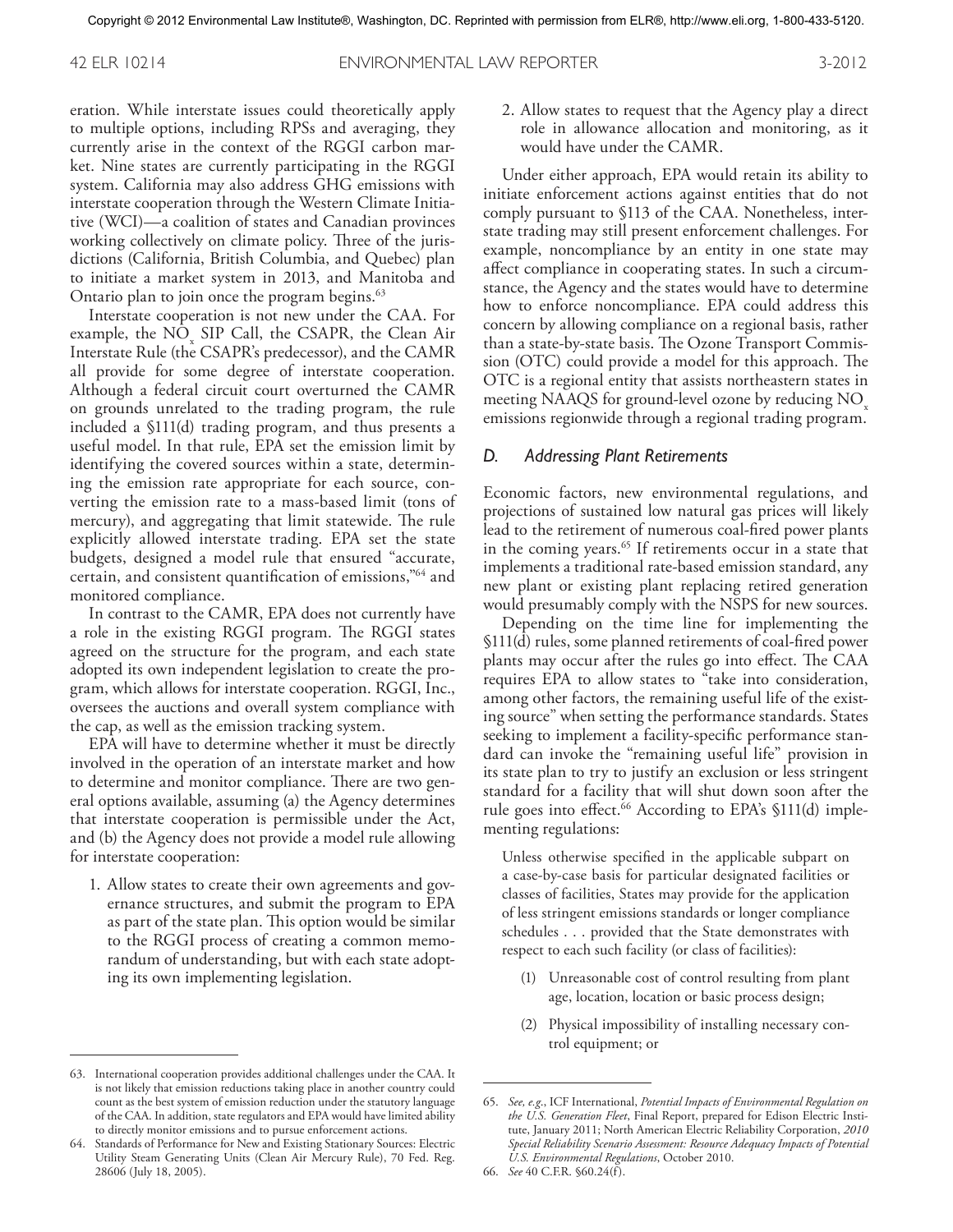eration. While interstate issues could theoretically apply to multiple options, including RPSs and averaging, they currently arise in the context of the RGGI carbon market. Nine states are currently participating in the RGGI system. California may also address GHG emissions with interstate cooperation through the Western Climate Initiative (WCI)—a coalition of states and Canadian provinces working collectively on climate policy. Three of the jurisdictions (California, British Columbia, and Quebec) plan to initiate a market system in 2013, and Manitoba and Ontario plan to join once the program begins.[63]

Interstate cooperation is not new under the CAA. For example, the $NO_x$ SIP Call, the CSAPR, the Clean Air Interstate Rule (the CSAPR's predecessor), and the CAMR all provide for some degree of interstate cooperation. Although a federal circuit court overturned the CAMR on grounds unrelated to the trading program, the rule included a §111(d) trading program, and thus presents a useful model. In that rule, EPA set the emission limit by identifying the covered sources within a state, determining the emission rate appropriate for each source, converting the emission rate to a mass-based limit (tons of mercury), and aggregating that limit statewide. The rule explicitly allowed interstate trading. EPA set the state budgets, designed a model rule that ensured "accurate, certain, and consistent quantification of emissions,"[64] and monitored compliance.

In contrast to the CAMR, EPA does not currently have a role in the existing RGGI program. The RGGI states agreed on the structure for the program, and each state adopted its own independent legislation to create the program, which allows for interstate cooperation. RGGI, Inc., oversees the auctions and overall system compliance with the cap, as well as the emission tracking system.

EPA will have to determine whether it must be directly involved in the operation of an interstate market and how to determine and monitor compliance. There are two general options available, assuming (a) the Agency determines that interstate cooperation is permissible under the Act, and (b) the Agency does not provide a model rule allowing for interstate cooperation:

1. Allow states to create their own agreements and governance structures, and submit the program to EPA as part of the state plan. This option would be similar to the RGGI process of creating a common memorandum of understanding, but with each state adopting its own implementing legislation.
2. Allow states to request that the Agency play a direct role in allowance allocation and monitoring, as it would have under the CAMR.

Under either approach, EPA would retain its ability to initiate enforcement actions against entities that do not comply pursuant to §113 of the CAA. Nonetheless, interstate trading may still present enforcement challenges. For example, noncompliance by an entity in one state may affect compliance in cooperating states. In such a circumstance, the Agency and the states would have to determine how to enforce noncompliance. EPA could address this concern by allowing compliance on a regional basis, rather than a state-by-state basis. The Ozone Transport Commission (OTC) could provide a model for this approach. The OTC is a regional entity that assists northeastern states in meeting NAAQS for ground-level ozone by reducing $NO_x$ emissions regionwide through a regional trading program.

### *D. Addressing Plant Retirements*

Economic factors, new environmental regulations, and projections of sustained low natural gas prices will likely lead to the retirement of numerous coal-fired power plants in the coming years.[65] If retirements occur in a state that implements a traditional rate-based emission standard, any new plant or existing plant replacing retired generation would presumably comply with the NSPS for new sources.

Depending on the time line for implementing the §111(d) rules, some planned retirements of coal-fired power plants may occur after the rules go into effect. The CAA requires EPA to allow states to "take into consideration, among other factors, the remaining useful life of the existing source" when setting the performance standards. States seeking to implement a facility-specific performance standard can invoke the "remaining useful life" provision in its state plan to try to justify an exclusion or less stringent standard for a facility that will shut down soon after the rule goes into effect.[66] According to EPA's §111(d) implementing regulations:

> Unless otherwise specified in the applicable subpart on a case-by-case basis for particular designated facilities or classes of facilities, States may provide for the application of less stringent emissions standards or longer compliance schedules . . . provided that the State demonstrates with respect to each such facility (or class of facilities):
>
> (1) Unreasonable cost of control resulting from plant age, location, location or basic process design;
>
> (2) Physical impossibility of installing necessary control equipment; or

---

63. International cooperation provides additional challenges under the CAA. It is not likely that emission reductions taking place in another country could count as the best system of emission reduction under the statutory language of the CAA. In addition, state regulators and EPA would have limited ability to directly monitor emissions and to pursue enforcement actions.

64. Standards of Performance for New and Existing Stationary Sources: Electric Utility Steam Generating Units (Clean Air Mercury Rule), 70 Fed. Reg. 28606 (July 18, 2005).

65. *See, e.g.*, ICF International, *Potential Impacts of Environmental Regulation on the U.S. Generation Fleet*, Final Report, prepared for Edison Electric Institute, January 2011; North American Electric Reliability Corporation, *2010 Special Reliability Scenario Assessment: Resource Adequacy Impacts of Potential U.S. Environmental Regulations*, October 2010.

66. *See* 40 C.F.R. §60.24(f).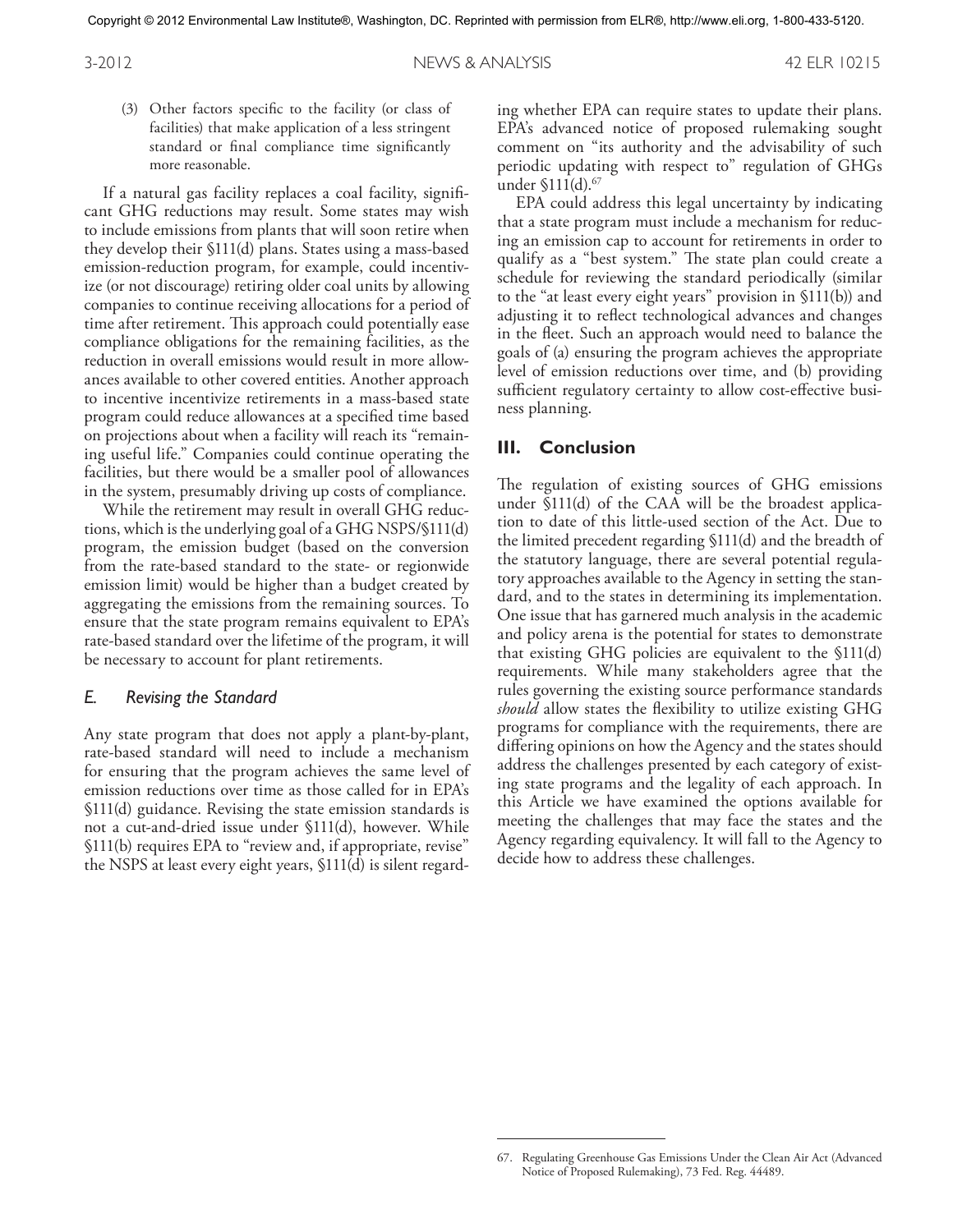(3) Other factors specific to the facility (or class of facilities) that make application of a less stringent standard or final compliance time significantly more reasonable.

If a natural gas facility replaces a coal facility, significant GHG reductions may result. Some states may wish to include emissions from plants that will soon retire when they develop their §111(d) plans. States using a mass-based emission-reduction program, for example, could incentivize (or not discourage) retiring older coal units by allowing companies to continue receiving allocations for a period of time after retirement. This approach could potentially ease compliance obligations for the remaining facilities, as the reduction in overall emissions would result in more allowances available to other covered entities. Another approach to incentive incentivize retirements in a mass-based state program could reduce allowances at a specified time based on projections about when a facility will reach its "remaining useful life." Companies could continue operating the facilities, but there would be a smaller pool of allowances in the system, presumably driving up costs of compliance.

While the retirement may result in overall GHG reductions, which is the underlying goal of a GHG NSPS/§111(d) program, the emission budget (based on the conversion from the rate-based standard to the state- or regionwide emission limit) would be higher than a budget created by aggregating the emissions from the remaining sources. To ensure that the state program remains equivalent to EPA's rate-based standard over the lifetime of the program, it will be necessary to account for plant retirements.

### *E. Revising the Standard*

Any state program that does not apply a plant-by-plant, rate-based standard will need to include a mechanism for ensuring that the program achieves the same level of emission reductions over time as those called for in EPA's §111(d) guidance. Revising the state emission standards is not a cut-and-dried issue under §111(d), however. While §111(b) requires EPA to "review and, if appropriate, revise" the NSPS at least every eight years, §111(d) is silent regarding whether EPA can require states to update their plans. EPA's advanced notice of proposed rulemaking sought comment on "its authority and the advisability of such periodic updating with respect to" regulation of GHGs under §111(d).[67]

EPA could address this legal uncertainty by indicating that a state program must include a mechanism for reducing an emission cap to account for retirements in order to qualify as a "best system." The state plan could create a schedule for reviewing the standard periodically (similar to the "at least every eight years" provision in §111(b)) and adjusting it to reflect technological advances and changes in the fleet. Such an approach would need to balance the goals of (a) ensuring the program achieves the appropriate level of emission reductions over time, and (b) providing sufficient regulatory certainty to allow cost-effective business planning.

## III. Conclusion

The regulation of existing sources of GHG emissions under §111(d) of the CAA will be the broadest application to date of this little-used section of the Act. Due to the limited precedent regarding §111(d) and the breadth of the statutory language, there are several potential regulatory approaches available to the Agency in setting the standard, and to the states in determining its implementation. One issue that has garnered much analysis in the academic and policy arena is the potential for states to demonstrate that existing GHG policies are equivalent to the §111(d) requirements. While many stakeholders agree that the rules governing the existing source performance standards *should* allow states the flexibility to utilize existing GHG programs for compliance with the requirements, there are differing opinions on how the Agency and the states should address the challenges presented by each category of existing state programs and the legality of each approach. In this Article we have examined the options available for meeting the challenges that may face the states and the Agency regarding equivalency. It will fall to the Agency to decide how to address these challenges.

---

67. Regulating Greenhouse Gas Emissions Under the Clean Air Act (Advanced Notice of Proposed Rulemaking), 73 Fed. Reg. 44489.